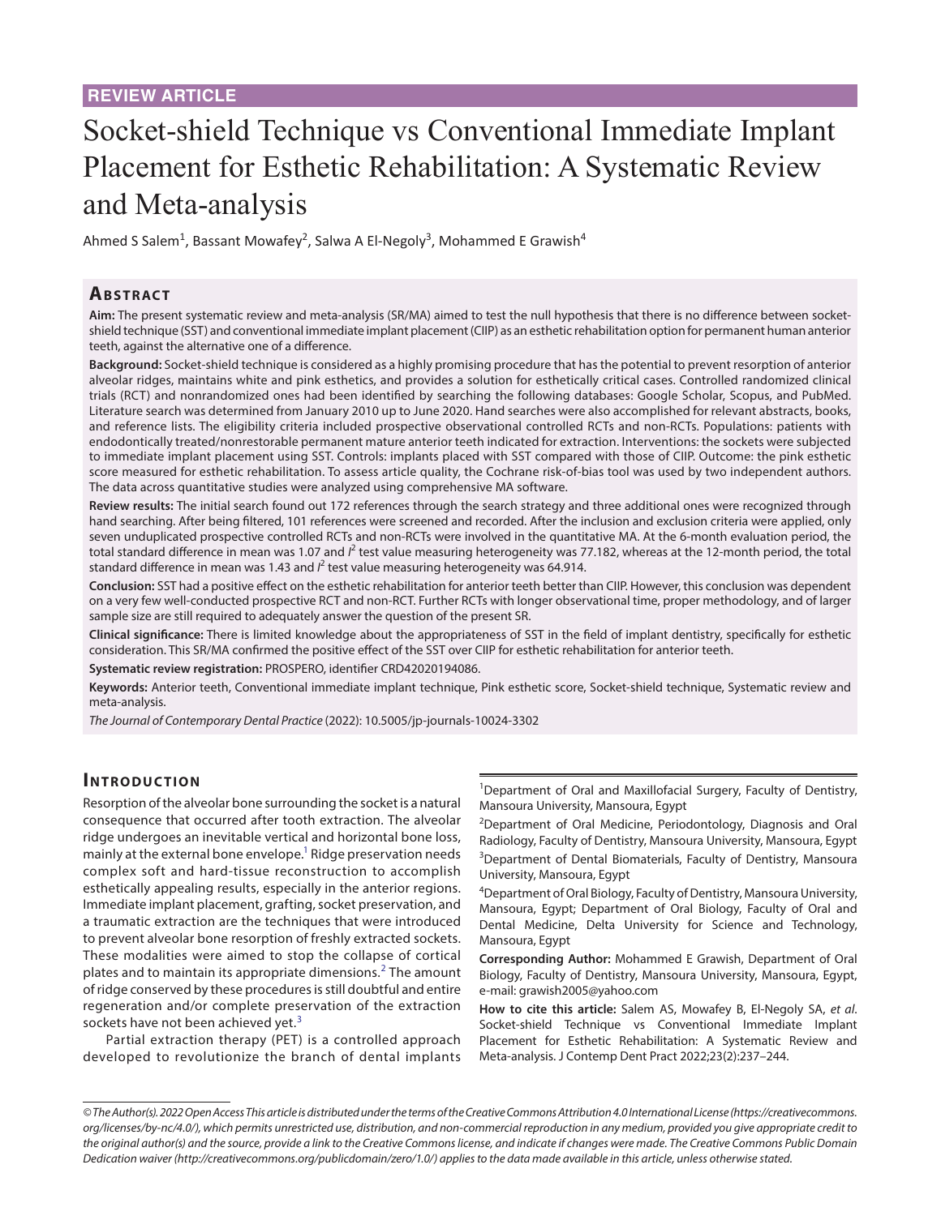REVIEW ARTICLE

# Socket-shield Technique vs Conventional Immediate Implant Placement for Esthetic Rehabilitation: A Systematic Review and Meta-analysis

Ahmed S Salem[1], Bassant Mowafey[2], Salwa A El-Negoly[3], Mohammed E Grawish[4]

## Abstract

**Aim:** The present systematic review and meta-analysis (SR/MA) aimed to test the null hypothesis that there is no difference between socket-shield technique (SST) and conventional immediate implant placement (CIIP) as an esthetic rehabilitation option for permanent human anterior teeth, against the alternative one of a difference.

**Background:** Socket-shield technique is considered as a highly promising procedure that has the potential to prevent resorption of anterior alveolar ridges, maintains white and pink esthetics, and provides a solution for esthetically critical cases. Controlled randomized clinical trials (RCT) and nonrandomized ones had been identified by searching the following databases: Google Scholar, Scopus, and PubMed. Literature search was determined from January 2010 up to June 2020. Hand searches were also accomplished for relevant abstracts, books, and reference lists. The eligibility criteria included prospective observational controlled RCTs and non-RCTs. Populations: patients with endodontically treated/nonrestorable permanent mature anterior teeth indicated for extraction. Interventions: the sockets were subjected to immediate implant placement using SST. Controls: implants placed with SST compared with those of CIIP. Outcome: the pink esthetic score measured for esthetic rehabilitation. To assess article quality, the Cochrane risk-of-bias tool was used by two independent authors. The data across quantitative studies were analyzed using comprehensive MA software.

**Review results:** The initial search found out 172 references through the search strategy and three additional ones were recognized through hand searching. After being filtered, 101 references were screened and recorded. After the inclusion and exclusion criteria were applied, only seven unduplicated prospective controlled RCTs and non-RCTs were involved in the quantitative MA. At the 6-month evaluation period, the total standard difference in mean was 1.07 and $I^2$ test value measuring heterogeneity was 77.182, whereas at the 12-month period, the total standard difference in mean was 1.43 and $I^2$ test value measuring heterogeneity was 64.914.

**Conclusion:** SST had a positive effect on the esthetic rehabilitation for anterior teeth better than CIIP. However, this conclusion was dependent on a very few well-conducted prospective RCT and non-RCT. Further RCTs with longer observational time, proper methodology, and of larger sample size are still required to adequately answer the question of the present SR.

**Clinical significance:** There is limited knowledge about the appropriateness of SST in the field of implant dentistry, specifically for esthetic consideration. This SR/MA confirmed the positive effect of the SST over CIIP for esthetic rehabilitation for anterior teeth.

**Systematic review registration:** PROSPERO, identifier CRD42020194086.

**Keywords:** Anterior teeth, Conventional immediate implant technique, Pink esthetic score, Socket-shield technique, Systematic review and meta-analysis.

*The Journal of Contemporary Dental Practice* (2022): 10.5005/jp-journals-10024-3302

## Introduction

Resorption of the alveolar bone surrounding the socket is a natural consequence that occurred after tooth extraction. The alveolar ridge undergoes an inevitable vertical and horizontal bone loss, mainly at the external bone envelope.[1] Ridge preservation needs complex soft and hard-tissue reconstruction to accomplish esthetically appealing results, especially in the anterior regions. Immediate implant placement, grafting, socket preservation, and a traumatic extraction are the techniques that were introduced to prevent alveolar bone resorption of freshly extracted sockets. These modalities were aimed to stop the collapse of cortical plates and to maintain its appropriate dimensions.[2] The amount of ridge conserved by these procedures is still doubtful and entire regeneration and/or complete preservation of the extraction sockets have not been achieved yet.[3]

Partial extraction therapy (PET) is a controlled approach developed to revolutionize the branch of dental implants

[1]Department of Oral and Maxillofacial Surgery, Faculty of Dentistry, Mansoura University, Mansoura, Egypt

[2]Department of Oral Medicine, Periodontology, Diagnosis and Oral Radiology, Faculty of Dentistry, Mansoura University, Mansoura, Egypt

[3]Department of Dental Biomaterials, Faculty of Dentistry, Mansoura University, Mansoura, Egypt

[4]Department of Oral Biology, Faculty of Dentistry, Mansoura University, Mansoura, Egypt; Department of Oral Biology, Faculty of Oral and Dental Medicine, Delta University for Science and Technology, Mansoura, Egypt

**Corresponding Author:** Mohammed E Grawish, Department of Oral Biology, Faculty of Dentistry, Mansoura University, Mansoura, Egypt, e-mail: grawish2005@yahoo.com

**How to cite this article:** Salem AS, Mowafey B, El-Negoly SA, *et al*. Socket-shield Technique vs Conventional Immediate Implant Placement for Esthetic Rehabilitation: A Systematic Review and Meta-analysis. J Contemp Dent Pract 2022;23(2):237–244.

*© The Author(s). 2022 Open Access This article is distributed under the terms of the Creative Commons Attribution 4.0 International License (https://creativecommons.org/licenses/by-nc/4.0/), which permits unrestricted use, distribution, and non-commercial reproduction in any medium, provided you give appropriate credit to the original author(s) and the source, provide a link to the Creative Commons license, and indicate if changes were made. The Creative Commons Public Domain Dedication waiver (http://creativecommons.org/publicdomain/zero/1.0/) applies to the data made available in this article, unless otherwise stated.*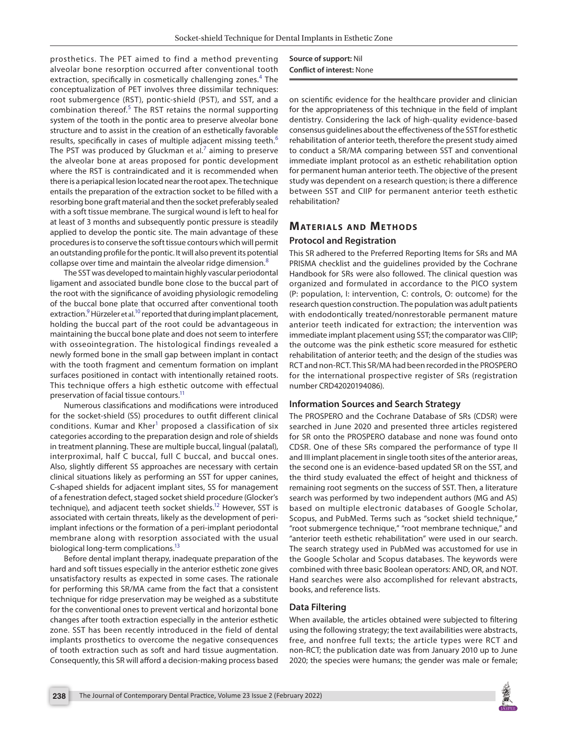prosthetics. The PET aimed to find a method preventing alveolar bone resorption occurred after conventional tooth extraction, specifically in cosmetically challenging zones.[4] The conceptualization of PET involves three dissimilar techniques: root submergence (RST), pontic-shield (PST), and SST, and a combination thereof.[5] The RST retains the normal supporting system of the tooth in the pontic area to preserve alveolar bone structure and to assist in the creation of an esthetically favorable results, specifically in cases of multiple adjacent missing teeth.[6] The PST was produced by Gluckman et al.[7] aiming to preserve the alveolar bone at areas proposed for pontic development where the RST is contraindicated and it is recommended when there is a periapical lesion located near the root apex. The technique entails the preparation of the extraction socket to be filled with a resorbing bone graft material and then the socket preferably sealed with a soft tissue membrane. The surgical wound is left to heal for at least of 3 months and subsequently pontic pressure is steadily applied to develop the pontic site. The main advantage of these procedures is to conserve the soft tissue contours which will permit an outstanding profile for the pontic. It will also prevent its potential collapse over time and maintain the alveolar ridge dimension.[8]

The SST was developed to maintain highly vascular periodontal ligament and associated bundle bone close to the buccal part of the root with the significance of avoiding physiologic remodeling of the buccal bone plate that occurred after conventional tooth extraction.[9] Hürzeler et al.[10] reported that during implant placement, holding the buccal part of the root could be advantageous in maintaining the buccal bone plate and does not seem to interfere with osseointegration. The histological findings revealed a newly formed bone in the small gap between implant in contact with the tooth fragment and cementum formation on implant surfaces positioned in contact with intentionally retained roots. This technique offers a high esthetic outcome with effectual preservation of facial tissue contours.[11]

Numerous classifications and modifications were introduced for the socket-shield (SS) procedures to outfit different clinical conditions. Kumar and Kher[1] proposed a classification of six categories according to the preparation design and role of shields in treatment planning. These are multiple buccal, lingual (palatal), interproximal, half C buccal, full C buccal, and buccal ones. Also, slightly different SS approaches are necessary with certain clinical situations likely as performing an SST for upper canines, C-shaped shields for adjacent implant sites, SS for management of a fenestration defect, staged socket shield procedure (Glocker's technique), and adjacent teeth socket shields.[12] However, SST is associated with certain threats, likely as the development of peri-implant infections or the formation of a peri-implant periodontal membrane along with resorption associated with the usual biological long-term complications.[13]

Before dental implant therapy, inadequate preparation of the hard and soft tissues especially in the anterior esthetic zone gives unsatisfactory results as expected in some cases. The rationale for performing this SR/MA came from the fact that a consistent technique for ridge preservation may be weighed as a substitute for the conventional ones to prevent vertical and horizontal bone changes after tooth extraction especially in the anterior esthetic zone. SST has been recently introduced in the field of dental implants prosthetics to overcome the negative consequences of tooth extraction such as soft and hard tissue augmentation. Consequently, this SR will afford a decision-making process based on scientific evidence for the healthcare provider and clinician for the appropriateness of this technique in the field of implant dentistry. Considering the lack of high-quality evidence-based consensus guidelines about the effectiveness of the SST for esthetic rehabilitation of anterior teeth, therefore the present study aimed to conduct a SR/MA comparing between SST and conventional immediate implant protocol as an esthetic rehabilitation option for permanent human anterior teeth. The objective of the present study was dependent on a research question; is there a difference between SST and CIIP for permanent anterior teeth esthetic rehabilitation?

**Source of support:** Nil
**Conflict of interest:** None

## Materials and Methods

### Protocol and Registration

This SR adhered to the Preferred Reporting Items for SRs and MA PRISMA checklist and the guidelines provided by the Cochrane Handbook for SRs were also followed. The clinical question was organized and formulated in accordance to the PICO system (P: population, I: intervention, C: controls, O: outcome) for the research question construction. The population was adult patients with endodontically treated/nonrestorable permanent mature anterior teeth indicated for extraction; the intervention was immediate implant placement using SST; the comparator was CIIP; the outcome was the pink esthetic score measured for esthetic rehabilitation of anterior teeth; and the design of the studies was RCT and non-RCT. This SR/MA had been recorded in the PROSPERO for the international prospective register of SRs (registration number CRD42020194086).

### Information Sources and Search Strategy

The PROSPERO and the Cochrane Database of SRs (CDSR) were searched in June 2020 and presented three articles registered for SR onto the PROSPERO database and none was found onto CDSR. One of these SRs compared the performance of type II and III implant placement in single tooth sites of the anterior areas, the second one is an evidence-based updated SR on the SST, and the third study evaluated the effect of height and thickness of remaining root segments on the success of SST. Then, a literature search was performed by two independent authors (MG and AS) based on multiple electronic databases of Google Scholar, Scopus, and PubMed. Terms such as "socket shield technique," "root submergence technique," "root membrane technique," and "anterior teeth esthetic rehabilitation" were used in our search. The search strategy used in PubMed was accustomed for use in the Google Scholar and Scopus databases. The keywords were combined with three basic Boolean operators: AND, OR, and NOT. Hand searches were also accomplished for relevant abstracts, books, and reference lists.

### Data Filtering

When available, the articles obtained were subjected to filtering using the following strategy; the text availabilities were abstracts, free, and nonfree full texts; the article types were RCT and non-RCT; the publication date was from January 2010 up to June 2020; the species were humans; the gender was male or female;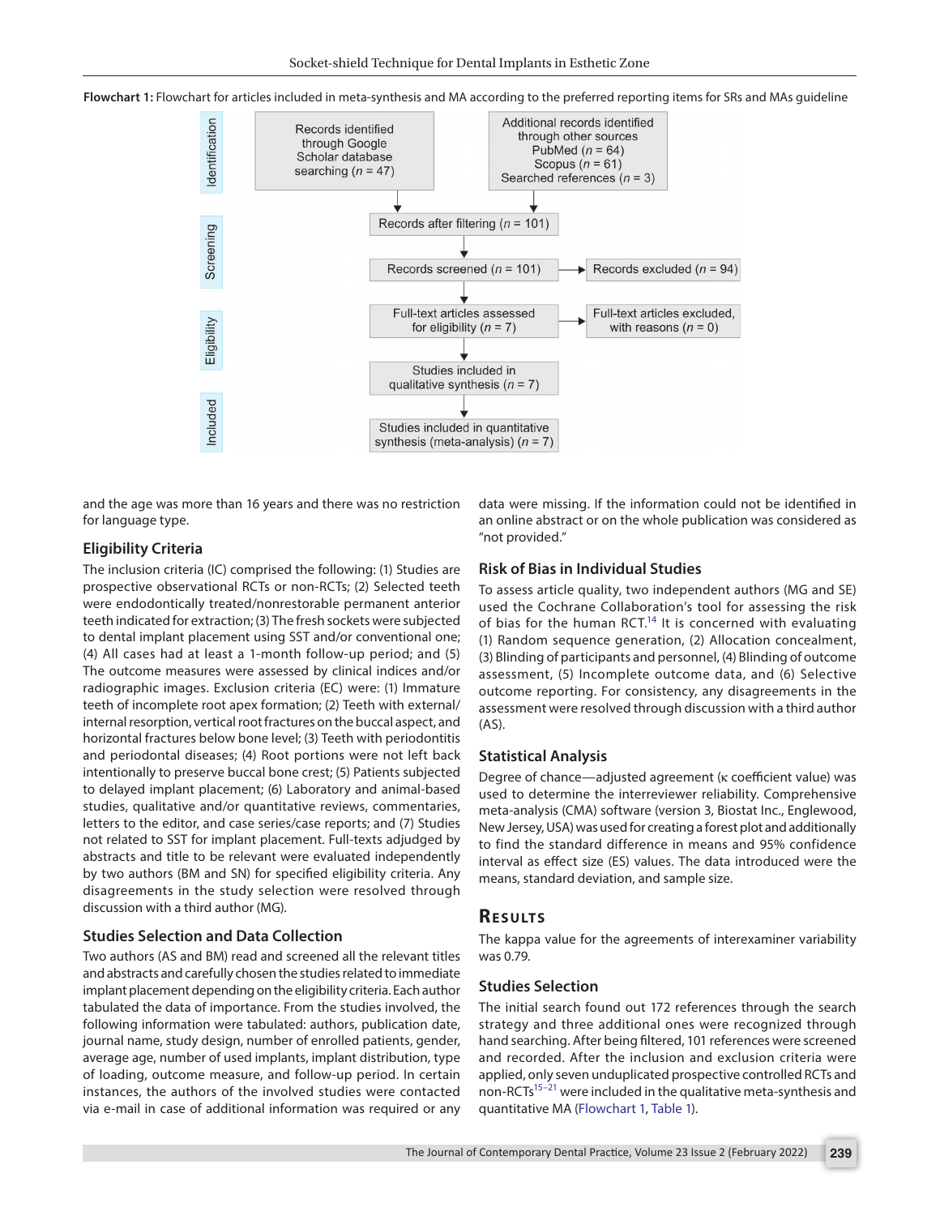Flowchart 1: Flowchart for articles included in meta-synthesis and MA according to the preferred reporting items for SRs and MAs guideline

**Identification**

- Records identified through Google Scholar database searching ($n$ = 47)
- Additional records identified through other sources: PubMed ($n$ = 64), Scopus ($n$ = 61), Searched references ($n$ = 3)

**Screening**

- Records after filtering ($n$ = 101)
- Records screened ($n$ = 101) → Records excluded ($n$ = 94)

**Eligibility**

- Full-text articles assessed for eligibility ($n$ = 7) → Full-text articles excluded, with reasons ($n$ = 0)
- Studies included in qualitative synthesis ($n$ = 7)

**Included**

- Studies included in quantitative synthesis (meta-analysis) ($n$ = 7)

and the age was more than 16 years and there was no restriction for language type.

### Eligibility Criteria

The inclusion criteria (IC) comprised the following: (1) Studies are prospective observational RCTs or non-RCTs; (2) Selected teeth were endodontically treated/nonrestorable permanent anterior teeth indicated for extraction; (3) The fresh sockets were subjected to dental implant placement using SST and/or conventional one; (4) All cases had at least a 1-month follow-up period; and (5) The outcome measures were assessed by clinical indices and/or radiographic images. Exclusion criteria (EC) were: (1) Immature teeth of incomplete root apex formation; (2) Teeth with external/internal resorption, vertical root fractures on the buccal aspect, and horizontal fractures below bone level; (3) Teeth with periodontitis and periodontal diseases; (4) Root portions were not left back intentionally to preserve buccal bone crest; (5) Patients subjected to delayed implant placement; (6) Laboratory and animal-based studies, qualitative and/or quantitative reviews, commentaries, letters to the editor, and case series/case reports; and (7) Studies not related to SST for implant placement. Full-texts adjudged by abstracts and title to be relevant were evaluated independently by two authors (BM and SN) for specified eligibility criteria. Any disagreements in the study selection were resolved through discussion with a third author (MG).

### Studies Selection and Data Collection

Two authors (AS and BM) read and screened all the relevant titles and abstracts and carefully chosen the studies related to immediate implant placement depending on the eligibility criteria. Each author tabulated the data of importance. From the studies involved, the following information were tabulated: authors, publication date, journal name, study design, number of enrolled patients, gender, average age, number of used implants, implant distribution, type of loading, outcome measure, and follow-up period. In certain instances, the authors of the involved studies were contacted via e-mail in case of additional information was required or any data were missing. If the information could not be identified in an online abstract or on the whole publication was considered as "not provided."

### Risk of Bias in Individual Studies

To assess article quality, two independent authors (MG and SE) used the Cochrane Collaboration's tool for assessing the risk of bias for the human RCT.[14] It is concerned with evaluating (1) Random sequence generation, (2) Allocation concealment, (3) Blinding of participants and personnel, (4) Blinding of outcome assessment, (5) Incomplete outcome data, and (6) Selective outcome reporting. For consistency, any disagreements in the assessment were resolved through discussion with a third author (AS).

### Statistical Analysis

Degree of chance—adjusted agreement (κ coefficient value) was used to determine the interreviewer reliability. Comprehensive meta-analysis (CMA) software (version 3, Biostat Inc., Englewood, New Jersey, USA) was used for creating a forest plot and additionally to find the standard difference in means and 95% confidence interval as effect size (ES) values. The data introduced were the means, standard deviation, and sample size.

## Results

The kappa value for the agreements of interexaminer variability was 0.79.

### Studies Selection

The initial search found out 172 references through the search strategy and three additional ones were recognized through hand searching. After being filtered, 101 references were screened and recorded. After the inclusion and exclusion criteria were applied, only seven unduplicated prospective controlled RCTs and non-RCTs[15–21] were included in the qualitative meta-synthesis and quantitative MA (Flowchart 1, Table 1).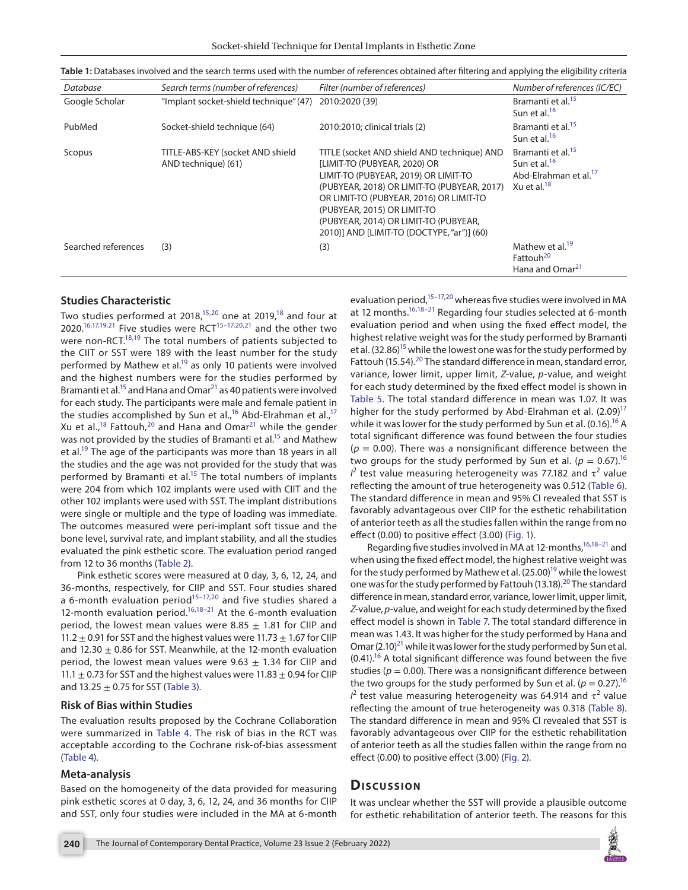**Table 1:** Databases involved and the search terms used with the number of references obtained after filtering and applying the eligibility criteria

| *Database* | *Search terms (number of references)* | *Filter (number of references)* | *Number of references (IC/EC)* |
|---|---|---|---|
| Google Scholar | "Implant socket-shield technique" (47) | 2010:2020 (39) | Bramanti et al.[15] Sun et al.[16] |
| PubMed | Socket-shield technique (64) | 2010:2010; clinical trials (2) | Bramanti et al.[15] Sun et al.[16] |
| Scopus | TITLE-ABS-KEY (socket AND shield AND technique) (61) | TITLE (socket AND shield AND technique) AND [LIMIT-TO (PUBYEAR, 2020) OR LIMIT-TO (PUBYEAR, 2019) OR LIMIT-TO (PUBYEAR, 2018) OR LIMIT-TO (PUBYEAR, 2017) OR LIMIT-TO (PUBYEAR, 2016) OR LIMIT-TO (PUBYEAR, 2015) OR LIMIT-TO (PUBYEAR, 2014) OR LIMIT-TO (PUBYEAR, 2010)] AND [LIMIT-TO (DOCTYPE, "ar")] (60) | Bramanti et al.[15] Sun et al.[16] Abd-Elrahman et al.[17] Xu et al.[18] |
| Searched references | (3) | (3) | Mathew et al.[19] Fattouh[20] Hana and Omar[21] |

### Studies Characteristic

Two studies performed at 2018,[15,20] one at 2019,[18] and four at 2020.[16,17,19,21] Five studies were RCT[15–17,20,21] and the other two were non-RCT.[18,19] The total numbers of patients subjected to the CIIT or SST were 189 with the least number for the study performed by Mathew et al.[19] as only 10 patients were involved and the highest numbers were for the studies performed by Bramanti et al.[15] and Hana and Omar[21] as 40 patients were involved for each study. The participants were male and female patient in the studies accomplished by Sun et al.,[16] Abd-Elrahman et al.,[17] Xu et al.,[18] Fattouh,[20] and Hana and Omar[21] while the gender was not provided by the studies of Bramanti et al.[15] and Mathew et al.[19] The age of the participants was more than 18 years in all the studies and the age was not provided for the study that was performed by Bramanti et al.[15] The total numbers of implants were 204 from which 102 implants were used with CIIT and the other 102 implants were used with SST. The implant distributions were single or multiple and the type of loading was immediate. The outcomes measured were peri-implant soft tissue and the bone level, survival rate, and implant stability, and all the studies evaluated the pink esthetic score. The evaluation period ranged from 12 to 36 months (Table 2).

Pink esthetic scores were measured at 0 day, 3, 6, 12, 24, and 36-months, respectively, for CIIP and SST. Four studies shared a 6-month evaluation period[15–17,20] and five studies shared a 12-month evaluation period.[16,18–21] At the 6-month evaluation period, the lowest mean values were 8.85 ± 1.81 for CIIP and 11.2 ± 0.91 for SST and the highest values were 11.73 ± 1.67 for CIIP and 12.30 ± 0.86 for SST. Meanwhile, at the 12-month evaluation period, the lowest mean values were 9.63 ± 1.34 for CIIP and 11.1 ± 0.73 for SST and the highest values were 11.83 ± 0.94 for CIIP and 13.25 ± 0.75 for SST (Table 3).

### Risk of Bias within Studies

The evaluation results proposed by the Cochrane Collaboration were summarized in Table 4. The risk of bias in the RCT was acceptable according to the Cochrane risk-of-bias assessment (Table 4).

### Meta-analysis

Based on the homogeneity of the data provided for measuring pink esthetic scores at 0 day, 3, 6, 12, 24, and 36 months for CIIP and SST, only four studies were included in the MA at 6-month evaluation period,[15–17,20] whereas five studies were involved in MA at 12 months.[16,18–21] Regarding four studies selected at 6-month evaluation period and when using the fixed effect model, the highest relative weight was for the study performed by Bramanti et al. (32.86)[15] while the lowest one was for the study performed by Fattouh (15.54).[20] The standard difference in mean, standard error, variance, lower limit, upper limit, *Z*-value, *p*-value, and weight for each study determined by the fixed effect model is shown in Table 5. The total standard difference in mean was 1.07. It was higher for the study performed by Abd-Elrahman et al. (2.09)[17] while it was lower for the study performed by Sun et al. (0.16).[16] A total significant difference was found between the four studies ($p = 0.00$). There was a nonsignificant difference between the two groups for the study performed by Sun et al. ($p = 0.67$).[16] $I^2$ test value measuring heterogeneity was 77.182 and $\tau^2$ value reflecting the amount of true heterogeneity was 0.512 (Table 6). The standard difference in mean and 95% CI revealed that SST is favorably advantageous over CIIP for the esthetic rehabilitation of anterior teeth as all the studies fallen within the range from no effect (0.00) to positive effect (3.00) (Fig. 1).

Regarding five studies involved in MA at 12-months,[16,18–21] and when using the fixed effect model, the highest relative weight was for the study performed by Mathew et al. (25.00)[19] while the lowest one was for the study performed by Fattouh (13.18).[20] The standard difference in mean, standard error, variance, lower limit, upper limit, *Z*-value, *p*-value, and weight for each study determined by the fixed effect model is shown in Table 7. The total standard difference in mean was 1.43. It was higher for the study performed by Hana and Omar (2.10)[21] while it was lower for the study performed by Sun et al. (0.41).[16] A total significant difference was found between the five studies ($p = 0.00$). There was a nonsignificant difference between the two groups for the study performed by Sun et al. ($p = 0.27$).[16] $I^2$ test value measuring heterogeneity was 64.914 and $\tau^2$ value reflecting the amount of true heterogeneity was 0.318 (Table 8). The standard difference in mean and 95% CI revealed that SST is favorably advantageous over CIIP for the esthetic rehabilitation of anterior teeth as all the studies fallen within the range from no effect (0.00) to positive effect (3.00) (Fig. 2).

## Discussion

It was unclear whether the SST will provide a plausible outcome for esthetic rehabilitation of anterior teeth. The reasons for this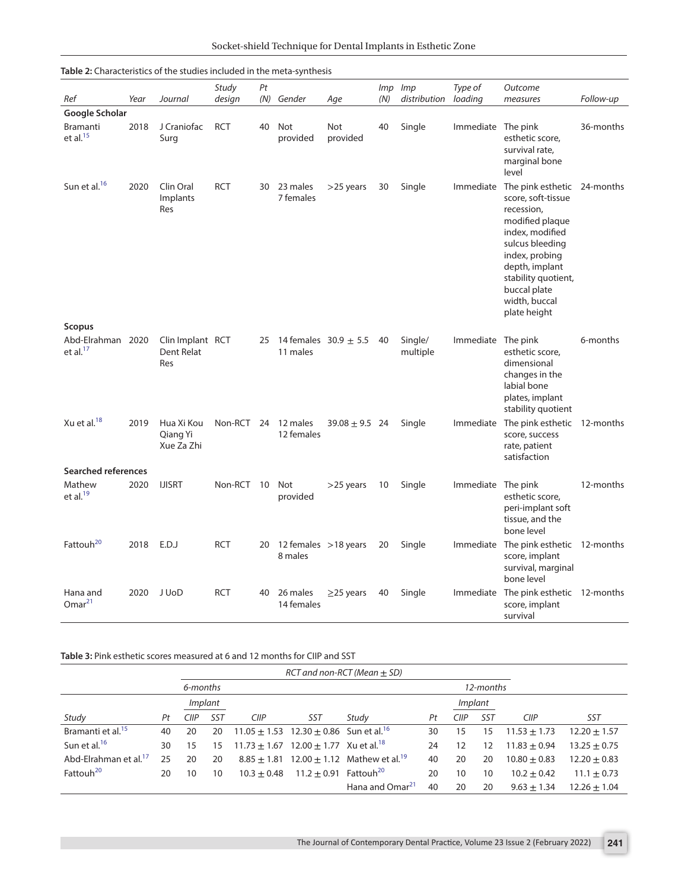**Table 2:** Characteristics of the studies included in the meta-synthesis

| Ref | Year | Journal | Study design | Pt (N) | Gender | Age | Imp (N) | Imp distribution | Type of loading | Outcome measures | Follow-up |
|---|---|---|---|---|---|---|---|---|---|---|---|
| **Google Scholar** | | | | | | | | | | | |
| Bramanti et al.[15] | 2018 | J Craniofac Surg | RCT | 40 | Not provided | Not provided | 40 | Single | Immediate | The pink esthetic score, survival rate, marginal bone level | 36-months |
| Sun et al.[16] | 2020 | Clin Oral Implants Res | RCT | 30 | 23 males 7 females | >25 years | 30 | Single | Immediate | The pink esthetic score, soft-tissue recession, modified plaque index, modified sulcus bleeding index, probing depth, implant stability quotient, buccal plate width, buccal plate height | 24-months |
| **Scopus** | | | | | | | | | | | |
| Abd-Elrahman et al.[17] | 2020 | Clin Implant Dent Relat Res | RCT | 25 | 14 females 11 males | 30.9 ± 5.5 | 40 | Single/ multiple | Immediate | The pink esthetic score, dimensional changes in the labial bone plates, implant stability quotient | 6-months |
| Xu et al.[18] | 2019 | Hua Xi Kou Qiang Yi Xue Za Zhi | Non-RCT | 24 | 12 males 12 females | 39.08 ± 9.5 | 24 | Single | Immediate | The pink esthetic score, success rate, patient satisfaction | 12-months |
| **Searched references** | | | | | | | | | | | |
| Mathew et al.[19] | 2020 | IJISRT | Non-RCT | 10 | Not provided | >25 years | 10 | Single | Immediate | The pink esthetic score, peri-implant soft tissue, and the bone level | 12-months |
| Fattouh[20] | 2018 | E.D.J | RCT | 20 | 12 females 8 males | >18 years | 20 | Single | Immediate | The pink esthetic score, implant survival, marginal bone level | 12-months |
| Hana and Omar[21] | 2020 | J UoD | RCT | 40 | 26 males 14 females | ≥25 years | 40 | Single | Immediate | The pink esthetic score, implant survival | 12-months |

**Table 3:** Pink esthetic scores measured at 6 and 12 months for CIIP and SST

| | | RCT and non-RCT (Mean ± SD) | | | | | | | | | |
|---|---|---|---|---|---|---|---|---|---|---|---|
| | | 6-months | | | | | | 12-months | | | |
| | | Implant | | | | | | Implant | | | |
| Study | Pt | CIIP | SST | CIIP | SST | Study | Pt | CIIP | SST | CIIP | SST |
| Bramanti et al.[15] | 40 | 20 | 20 | 11.05 ± 1.53 | 12.30 ± 0.86 | Sun et al.[16] | 30 | 15 | 15 | 11.53 ± 1.73 | 12.20 ± 1.57 |
| Sun et al.[16] | 30 | 15 | 15 | 11.73 ± 1.67 | 12.00 ± 1.77 | Xu et al.[18] | 24 | 12 | 12 | 11.83 ± 0.94 | 13.25 ± 0.75 |
| Abd-Elrahman et al.[17] | 25 | 20 | 20 | 8.85 ± 1.81 | 12.00 ± 1.12 | Mathew et al.[19] | 40 | 20 | 20 | 10.80 ± 0.83 | 12.20 ± 0.83 |
| Fattouh[20] | 20 | 10 | 10 | 10.3 ± 0.48 | 11.2 ± 0.91 | Fattouh[20] | 20 | 10 | 10 | 10.2 ± 0.42 | 11.1 ± 0.73 |
| | | | | | | Hana and Omar[21] | 40 | 20 | 20 | 9.63 ± 1.34 | 12.26 ± 1.04 |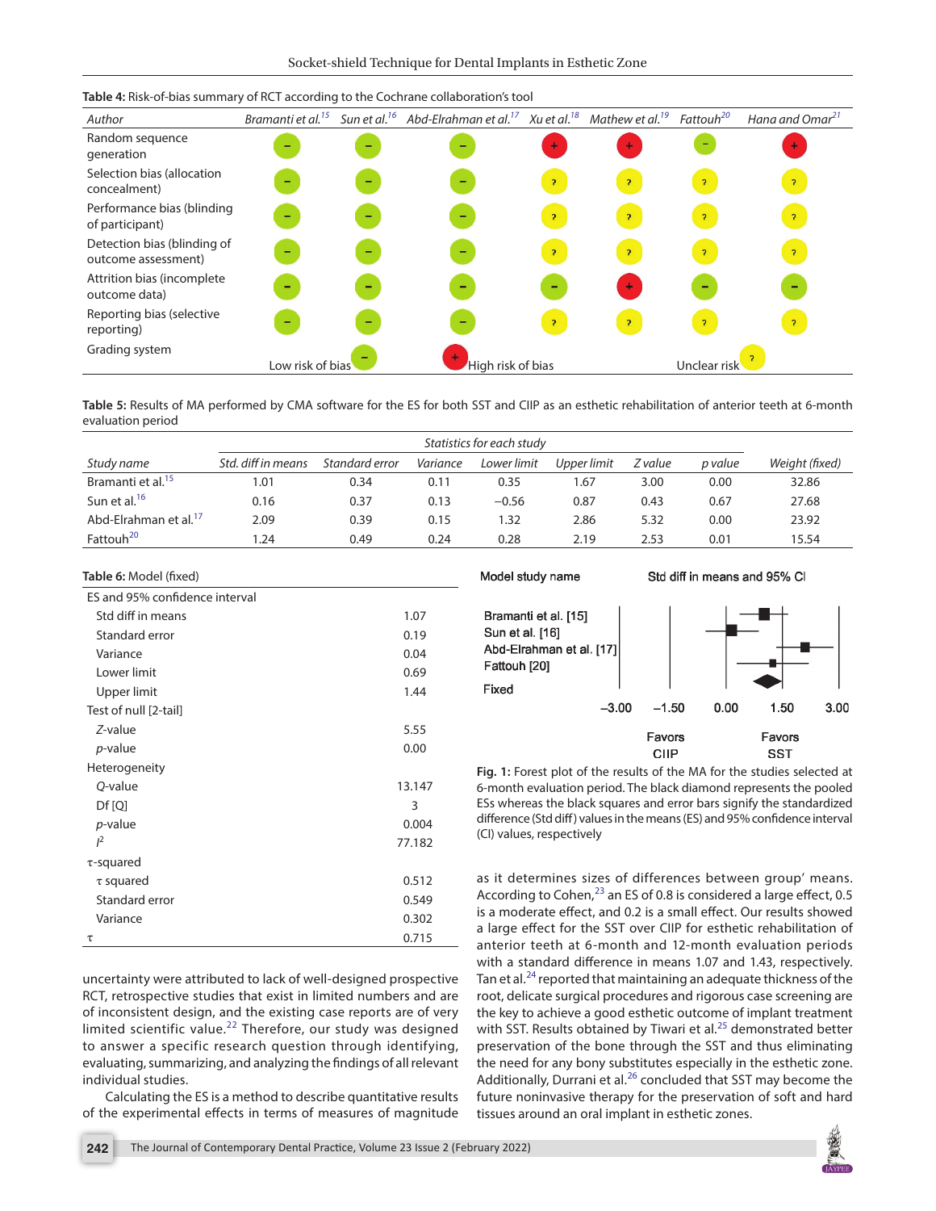**Table 4:** Risk-of-bias summary of RCT according to the Cochrane collaboration's tool

| Author | Bramanti et al.[15] | Sun et al.[16] | Abd-Elrahman et al.[17] | Xu et al.[18] | Mathew et al.[19] | Fattouh[20] | Hana and Omar[21] |
|---|---|---|---|---|---|---|---|
| Random sequence generation | – | – | – | + | + | – | + |
| Selection bias (allocation concealment) | – | – | – | ? | ? | ? | ? |
| Performance bias (blinding of participant) | – | – | – | ? | ? | ? | ? |
| Detection bias (blinding of outcome assessment) | – | – | – | ? | ? | ? | ? |
| Attrition bias (incomplete outcome data) | – | – | – | – | + | – | – |
| Reporting bias (selective reporting) | – | – | – | ? | ? | ? | ? |

Grading system: – Low risk of bias; + High risk of bias; ? Unclear risk

**Table 5:** Results of MA performed by CMA software for the ES for both SST and CIIP as an esthetic rehabilitation of anterior teeth at 6-month evaluation period

| | *Statistics for each study* | | | | | | | |
|---|---|---|---|---|---|---|---|---|
| *Study name* | *Std. diff in means* | *Standard error* | *Variance* | *Lower limit* | *Upper limit* | *Z value* | *p value* | *Weight (fixed)* |
| Bramanti et al.[15] | 1.01 | 0.34 | 0.11 | 0.35 | 1.67 | 3.00 | 0.00 | 32.86 |
| Sun et al.[16] | 0.16 | 0.37 | 0.13 | −0.56 | 0.87 | 0.43 | 0.67 | 27.68 |
| Abd-Elrahman et al.[17] | 2.09 | 0.39 | 0.15 | 1.32 | 2.86 | 5.32 | 0.00 | 23.92 |
| Fattouh[20] | 1.24 | 0.49 | 0.24 | 0.28 | 2.19 | 2.53 | 0.01 | 15.54 |

**Table 6:** Model (fixed)

| | |
|---|---|
| ES and 95% confidence interval | |
| Std diff in means | 1.07 |
| Standard error | 0.19 |
| Variance | 0.04 |
| Lower limit | 0.69 |
| Upper limit | 1.44 |
| Test of null [2-tail] | |
| *Z*-value | 5.55 |
| *p*-value | 0.00 |
| Heterogeneity | |
| *Q*-value | 13.147 |
| Df [Q] | 3 |
| *p*-value | 0.004 |
| $I^2$ | 77.182 |
| τ-squared | |
| τ squared | 0.512 |
| Standard error | 0.549 |
| Variance | 0.302 |
| τ | 0.715 |

**Fig. 1:** Forest plot of the results of the MA for the studies selected at 6-month evaluation period. The black diamond represents the pooled ESs whereas the black squares and error bars signify the standardized difference (Std diff) values in the means (ES) and 95% confidence interval (CI) values, respectively

uncertainty were attributed to lack of well-designed prospective RCT, retrospective studies that exist in limited numbers and are of inconsistent design, and the existing case reports are of very limited scientific value.[22] Therefore, our study was designed to answer a specific research question through identifying, evaluating, summarizing, and analyzing the findings of all relevant individual studies.

Calculating the ES is a method to describe quantitative results of the experimental effects in terms of measures of magnitude as it determines sizes of differences between group' means. According to Cohen,[23] an ES of 0.8 is considered a large effect, 0.5 is a moderate effect, and 0.2 is a small effect. Our results showed a large effect for the SST over CIIP for esthetic rehabilitation of anterior teeth at 6-month and 12-month evaluation periods with a standard difference in means 1.07 and 1.43, respectively. Tan et al.[24] reported that maintaining an adequate thickness of the root, delicate surgical procedures and rigorous case screening are the key to achieve a good esthetic outcome of implant treatment with SST. Results obtained by Tiwari et al.[25] demonstrated better preservation of the bone through the SST and thus eliminating the need for any bony substitutes especially in the esthetic zone. Additionally, Durrani et al.[26] concluded that SST may become the future noninvasive therapy for the preservation of soft and hard tissues around an oral implant in esthetic zones.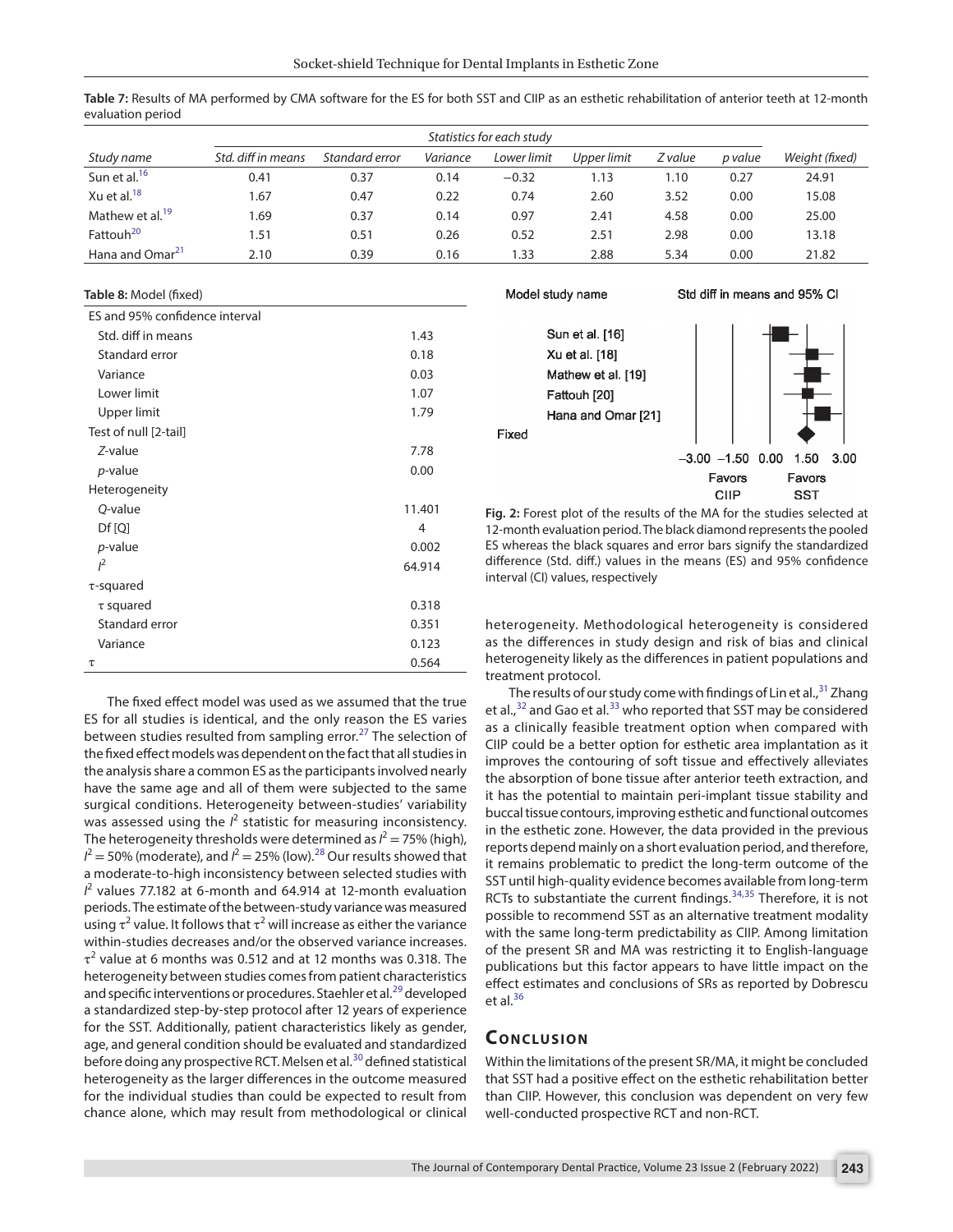**Table 7:** Results of MA performed by CMA software for the ES for both SST and CIIP as an esthetic rehabilitation of anterior teeth at 12-month evaluation period

| | Statistics for each study | | | | | | | |
|---|---|---|---|---|---|---|---|---|
| *Study name* | *Std. diff in means* | *Standard error* | *Variance* | *Lower limit* | *Upper limit* | *Z value* | *p value* | *Weight (fixed)* |
| Sun et al.[16] | 0.41 | 0.37 | 0.14 | −0.32 | 1.13 | 1.10 | 0.27 | 24.91 |
| Xu et al.[18] | 1.67 | 0.47 | 0.22 | 0.74 | 2.60 | 3.52 | 0.00 | 15.08 |
| Mathew et al.[19] | 1.69 | 0.37 | 0.14 | 0.97 | 2.41 | 4.58 | 0.00 | 25.00 |
| Fattouh[20] | 1.51 | 0.51 | 0.26 | 0.52 | 2.51 | 2.98 | 0.00 | 13.18 |
| Hana and Omar[21] | 2.10 | 0.39 | 0.16 | 1.33 | 2.88 | 5.34 | 0.00 | 21.82 |

**Table 8:** Model (fixed)

| | |
|---|---|
| ES and 95% confidence interval | |
| Std. diff in means | 1.43 |
| Standard error | 0.18 |
| Variance | 0.03 |
| Lower limit | 1.07 |
| Upper limit | 1.79 |
| Test of null [2-tail] | |
| *Z*-value | 7.78 |
| *p*-value | 0.00 |
| Heterogeneity | |
| *Q*-value | 11.401 |
| Df [Q] | 4 |
| *p*-value | 0.002 |
| $I^2$ | 64.914 |
| τ-squared | |
| τ squared | 0.318 |
| Standard error | 0.351 |
| Variance | 0.123 |
| τ | 0.564 |

The fixed effect model was used as we assumed that the true ES for all studies is identical, and the only reason the ES varies between studies resulted from sampling error.[27] The selection of the fixed effect models was dependent on the fact that all studies in the analysis share a common ES as the participants involved nearly have the same age and all of them were subjected to the same surgical conditions. Heterogeneity between-studies' variability was assessed using the $I^2$ statistic for measuring inconsistency. The heterogeneity thresholds were determined as $I^2 = 75\%$ (high), $I^2 = 50\%$ (moderate), and $I^2 = 25\%$ (low).[28] Our results showed that a moderate-to-high inconsistency between selected studies with $I^2$ values 77.182 at 6-month and 64.914 at 12-month evaluation periods. The estimate of the between-study variance was measured using $\tau^2$ value. It follows that $\tau^2$ will increase as either the variance within-studies decreases and/or the observed variance increases. $\tau^2$ value at 6 months was 0.512 and at 12 months was 0.318. The heterogeneity between studies comes from patient characteristics and specific interventions or procedures. Staehler et al.[29] developed a standardized step-by-step protocol after 12 years of experience for the SST. Additionally, patient characteristics likely as gender, age, and general condition should be evaluated and standardized before doing any prospective RCT. Melsen et al.[30] defined statistical heterogeneity as the larger differences in the outcome measured for the individual studies than could be expected to result from chance alone, which may result from methodological or clinical heterogeneity. Methodological heterogeneity is considered as the differences in study design and risk of bias and clinical heterogeneity likely as the differences in patient populations and treatment protocol.

| Model study name | Std diff in means and 95% CI |
|---|---|
| Sun et al. [16] | |
| Xu et al. [18] | |
| Mathew et al. [19] | |
| Fattouh [20] | |
| Hana and Omar [21] | |
| Fixed | |

−3.00 −1.50 0.00 1.50 3.00
Favors CIIP — Favors SST

**Fig. 2:** Forest plot of the results of the MA for the studies selected at 12-month evaluation period. The black diamond represents the pooled ES whereas the black squares and error bars signify the standardized difference (Std. diff.) values in the means (ES) and 95% confidence interval (CI) values, respectively

The results of our study come with findings of Lin et al.,[31] Zhang et al.,[32] and Gao et al.[33] who reported that SST may be considered as a clinically feasible treatment option when compared with CIIP could be a better option for esthetic area implantation as it improves the contouring of soft tissue and effectively alleviates the absorption of bone tissue after anterior teeth extraction, and it has the potential to maintain peri-implant tissue stability and buccal tissue contours, improving esthetic and functional outcomes in the esthetic zone. However, the data provided in the previous reports depend mainly on a short evaluation period, and therefore, it remains problematic to predict the long-term outcome of the SST until high-quality evidence becomes available from long-term RCTs to substantiate the current findings.[34,35] Therefore, it is not possible to recommend SST as an alternative treatment modality with the same long-term predictability as CIIP. Among limitation of the present SR and MA was restricting it to English-language publications but this factor appears to have little impact on the effect estimates and conclusions of SRs as reported by Dobrescu et al.[36]

## Conclusion

Within the limitations of the present SR/MA, it might be concluded that SST had a positive effect on the esthetic rehabilitation better than CIIP. However, this conclusion was dependent on very few well-conducted prospective RCT and non-RCT.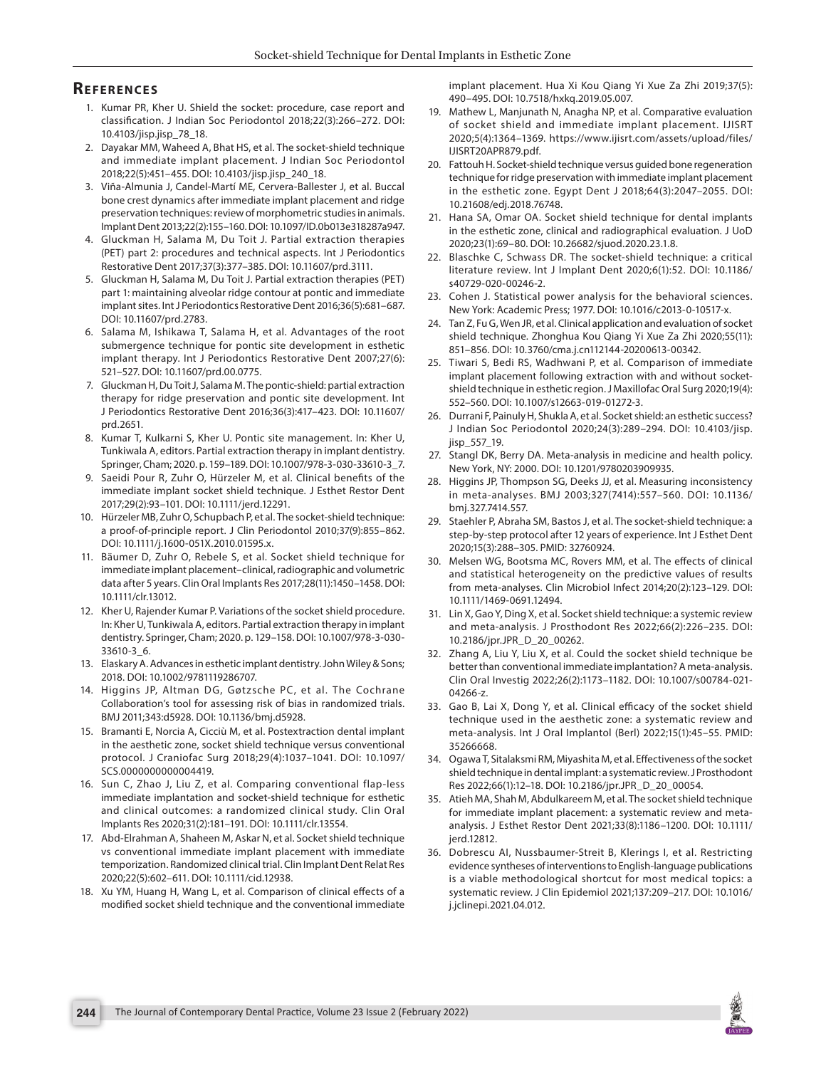## References

1. Kumar PR, Kher U. Shield the socket: procedure, case report and classification. J Indian Soc Periodontol 2018;22(3):266–272. DOI: 10.4103/jisp.jisp_78_18.
2. Dayakar MM, Waheed A, Bhat HS, et al. The socket-shield technique and immediate implant placement. J Indian Soc Periodontol 2018;22(5):451–455. DOI: 10.4103/jisp.jisp_240_18.
3. Viña-Almunia J, Candel-Martí ME, Cervera-Ballester J, et al. Buccal bone crest dynamics after immediate implant placement and ridge preservation techniques: review of morphometric studies in animals. Implant Dent 2013;22(2):155–160. DOI: 10.1097/ID.0b013e318287a947.
4. Gluckman H, Salama M, Du Toit J. Partial extraction therapies (PET) part 2: procedures and technical aspects. Int J Periodontics Restorative Dent 2017;37(3):377–385. DOI: 10.11607/prd.3111.
5. Gluckman H, Salama M, Du Toit J. Partial extraction therapies (PET) part 1: maintaining alveolar ridge contour at pontic and immediate implant sites. Int J Periodontics Restorative Dent 2016;36(5):681–687. DOI: 10.11607/prd.2783.
6. Salama M, Ishikawa T, Salama H, et al. Advantages of the root submergence technique for pontic site development in esthetic implant therapy. Int J Periodontics Restorative Dent 2007;27(6): 521–527. DOI: 10.11607/prd.00.0775.
7. Gluckman H, Du Toit J, Salama M. The pontic-shield: partial extraction therapy for ridge preservation and pontic site development. Int J Periodontics Restorative Dent 2016;36(3):417–423. DOI: 10.11607/prd.2651.
8. Kumar T, Kulkarni S, Kher U. Pontic site management. In: Kher U, Tunkiwala A, editors. Partial extraction therapy in implant dentistry. Springer, Cham; 2020. p. 159–189. DOI: 10.1007/978-3-030-33610-3_7.
9. Saeidi Pour R, Zuhr O, Hürzeler M, et al. Clinical benefits of the immediate implant socket shield technique. J Esthet Restor Dent 2017;29(2):93–101. DOI: 10.1111/jerd.12291.
10. Hürzeler MB, Zuhr O, Schupbach P, et al. The socket-shield technique: a proof-of-principle report. J Clin Periodontol 2010;37(9):855–862. DOI: 10.1111/j.1600-051X.2010.01595.x.
11. Bäumer D, Zuhr O, Rebele S, et al. Socket shield technique for immediate implant placement–clinical, radiographic and volumetric data after 5 years. Clin Oral Implants Res 2017;28(11):1450–1458. DOI: 10.1111/clr.13012.
12. Kher U, Rajender Kumar P. Variations of the socket shield procedure. In: Kher U, Tunkiwala A, editors. Partial extraction therapy in implant dentistry. Springer, Cham; 2020. p. 129–158. DOI: 10.1007/978-3-030-33610-3_6.
13. Elaskary A. Advances in esthetic implant dentistry. John Wiley & Sons; 2018. DOI: 10.1002/9781119286707.
14. Higgins JP, Altman DG, Gøtzsche PC, et al. The Cochrane Collaboration's tool for assessing risk of bias in randomized trials. BMJ 2011;343:d5928. DOI: 10.1136/bmj.d5928.
15. Bramanti E, Norcia A, Cicciù M, et al. Postextraction dental implant in the aesthetic zone, socket shield technique versus conventional protocol. J Craniofac Surg 2018;29(4):1037–1041. DOI: 10.1097/SCS.0000000000004419.
16. Sun C, Zhao J, Liu Z, et al. Comparing conventional flap-less immediate implantation and socket-shield technique for esthetic and clinical outcomes: a randomized clinical study. Clin Oral Implants Res 2020;31(2):181–191. DOI: 10.1111/clr.13554.
17. Abd-Elrahman A, Shaheen M, Askar N, et al. Socket shield technique vs conventional immediate implant placement with immediate temporization. Randomized clinical trial. Clin Implant Dent Relat Res 2020;22(5):602–611. DOI: 10.1111/cid.12938.
18. Xu YM, Huang H, Wang L, et al. Comparison of clinical effects of a modified socket shield technique and the conventional immediate implant placement. Hua Xi Kou Qiang Yi Xue Za Zhi 2019;37(5): 490–495. DOI: 10.7518/hxkq.2019.05.007.
19. Mathew L, Manjunath N, Anagha NP, et al. Comparative evaluation of socket shield and immediate implant placement. IJISRT 2020;5(4):1364–1369. https://www.ijisrt.com/assets/upload/files/IJISRT20APR879.pdf.
20. Fattouh H. Socket-shield technique versus guided bone regeneration technique for ridge preservation with immediate implant placement in the esthetic zone. Egypt Dent J 2018;64(3):2047–2055. DOI: 10.21608/edj.2018.76748.
21. Hana SA, Omar OA. Socket shield technique for dental implants in the esthetic zone, clinical and radiographical evaluation. J UoD 2020;23(1):69–80. DOI: 10.26682/sjuod.2020.23.1.8.
22. Blaschke C, Schwass DR. The socket-shield technique: a critical literature review. Int J Implant Dent 2020;6(1):52. DOI: 10.1186/s40729-020-00246-2.
23. Cohen J. Statistical power analysis for the behavioral sciences. New York: Academic Press; 1977. DOI: 10.1016/c2013-0-10517-x.
24. Tan Z, Fu G, Wen JR, et al. Clinical application and evaluation of socket shield technique. Zhonghua Kou Qiang Yi Xue Za Zhi 2020;55(11): 851–856. DOI: 10.3760/cma.j.cn112144-20200613-00342.
25. Tiwari S, Bedi RS, Wadhwani P, et al. Comparison of immediate implant placement following extraction with and without socket-shield technique in esthetic region. J Maxillofac Oral Surg 2020;19(4): 552–560. DOI: 10.1007/s12663-019-01272-3.
26. Durrani F, Painuly H, Shukla A, et al. Socket shield: an esthetic success? J Indian Soc Periodontol 2020;24(3):289–294. DOI: 10.4103/jisp.jisp_557_19.
27. Stangl DK, Berry DA. Meta-analysis in medicine and health policy. New York, NY: 2000. DOI: 10.1201/9780203909935.
28. Higgins JP, Thompson SG, Deeks JJ, et al. Measuring inconsistency in meta-analyses. BMJ 2003;327(7414):557–560. DOI: 10.1136/bmj.327.7414.557.
29. Staehler P, Abraha SM, Bastos J, et al. The socket-shield technique: a step-by-step protocol after 12 years of experience. Int J Esthet Dent 2020;15(3):288–305. PMID: 32760924.
30. Melsen WG, Bootsma MC, Rovers MM, et al. The effects of clinical and statistical heterogeneity on the predictive values of results from meta-analyses. Clin Microbiol Infect 2014;20(2):123–129. DOI: 10.1111/1469-0691.12494.
31. Lin X, Gao Y, Ding X, et al. Socket shield technique: a systemic review and meta-analysis. J Prosthodont Res 2022;66(2):226–235. DOI: 10.2186/jpr.JPR_D_20_00262.
32. Zhang A, Liu Y, Liu X, et al. Could the socket shield technique be better than conventional immediate implantation? A meta-analysis. Clin Oral Investig 2022;26(2):1173–1182. DOI: 10.1007/s00784-021-04266-z.
33. Gao B, Lai X, Dong Y, et al. Clinical efficacy of the socket shield technique used in the aesthetic zone: a systematic review and meta-analysis. Int J Oral Implantol (Berl) 2022;15(1):45–55. PMID: 35266668.
34. Ogawa T, Sitalaksmi RM, Miyashita M, et al. Effectiveness of the socket shield technique in dental implant: a systematic review. J Prosthodont Res 2022;66(1):12–18. DOI: 10.2186/jpr.JPR_D_20_00054.
35. Atieh MA, Shah M, Abdulkareem M, et al. The socket shield technique for immediate implant placement: a systematic review and meta-analysis. J Esthet Restor Dent 2021;33(8):1186–1200. DOI: 10.1111/jerd.12812.
36. Dobrescu AI, Nussbaumer-Streit B, Klerings I, et al. Restricting evidence syntheses of interventions to English-language publications is a viable methodological shortcut for most medical topics: a systematic review. J Clin Epidemiol 2021;137:209–217. DOI: 10.1016/j.jclinepi.2021.04.012.